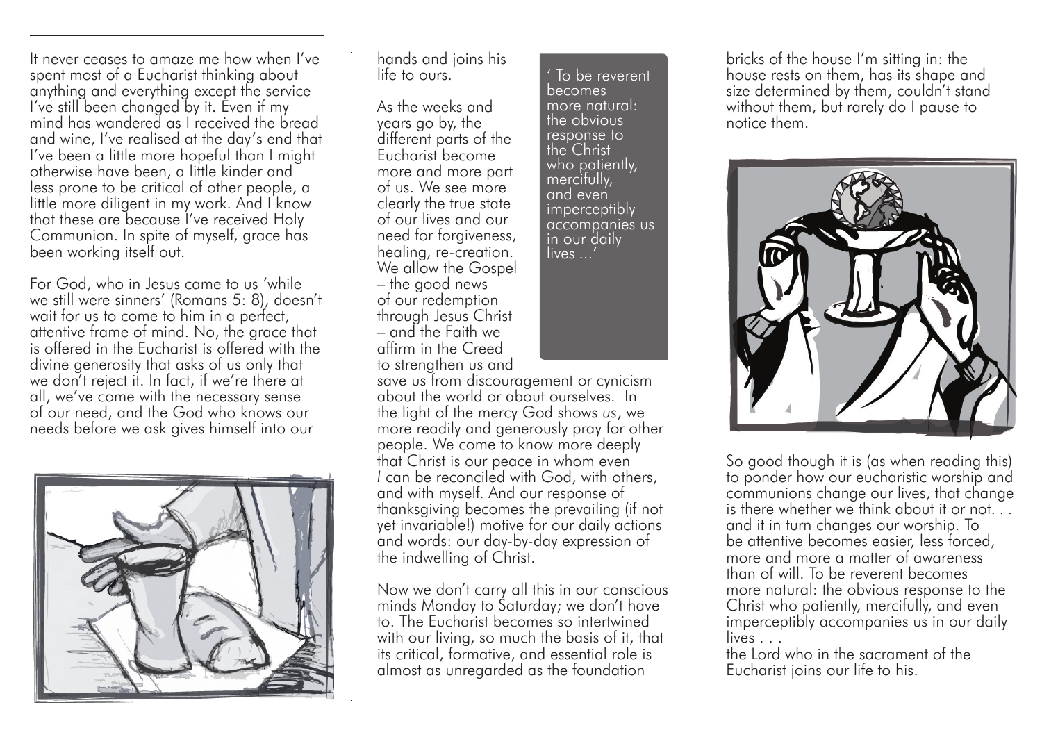It never ceases to amaze me how when I've spent most of a Eucharist thinking about anything and everything except the service I've still been changed by it. Even if my mind has wandered as I received the bread and wine, I've realised at the day's end that I've been a little more hopeful than I might otherwise have been, a little kinder and less prone to be critical of other people, a little more diligent in my work. And I know that these are because I've received Holy Communion. In spite of myself, grace has been working itself out.

For God, who in Jesus came to us 'while we still were sinners' (Romans 5: 8), doesn't wait for us to come to him in a perfect, attentive frame of mind. No, the grace that is offered in the Eucharist is offered with the divine generosity that asks of us only that we don't reject it. In fact, if we're there at all, we've come with the necessary sense of our need, and the God who knows our needs before we ask gives himself into our hands and joins his life to ours.

As the weeks and years go by, the different parts of the Eucharist become more and more part of us. We see more clearly the true state of our lives and our need for forgiveness, healing, re-creation. We allow the Gospel – the good news of our redemption through Jesus Christ – and the Faith we affirm in the Creed to strengthen us and save us from discouragement or cynicism about the world or about ourselves. In the light of the mercy God shows *us*, we more readily and generously pray for other people. We come to know more deeply that Christ is our peace in whom even *I* can be reconciled with God, with others, and with myself. And our response of thanksgiving becomes the prevailing (if not yet invariable!) motive for our daily actions and words: our day-by-day expression of the indwelling of Christ.

> ' To be reverent becomes more natural: the obvious response to the Christ who patiently, mercifully, and even imperceptibly accompanies us in our daily lives ...'

Now we don't carry all this in our conscious minds Monday to Saturday; we don't have to. The Eucharist becomes so intertwined with our living, so much the basis of it, that its critical, formative, and essential role is almost as unregarded as the foundation bricks of the house I'm sitting in: the house rests on them, has its shape and size determined by them, couldn't stand without them, but rarely do I pause to notice them.

So good though it is (as when reading this) to ponder how our eucharistic worship and communions change our lives, that change is there whether we think about it or not. . . and it in turn changes our worship. To be attentive becomes easier, less forced, more and more a matter of awareness than of will. To be reverent becomes more natural: the obvious response to the Christ who patiently, mercifully, and even imperceptibly accompanies us in our daily lives . . .
the Lord who in the sacrament of the Eucharist joins our life to his.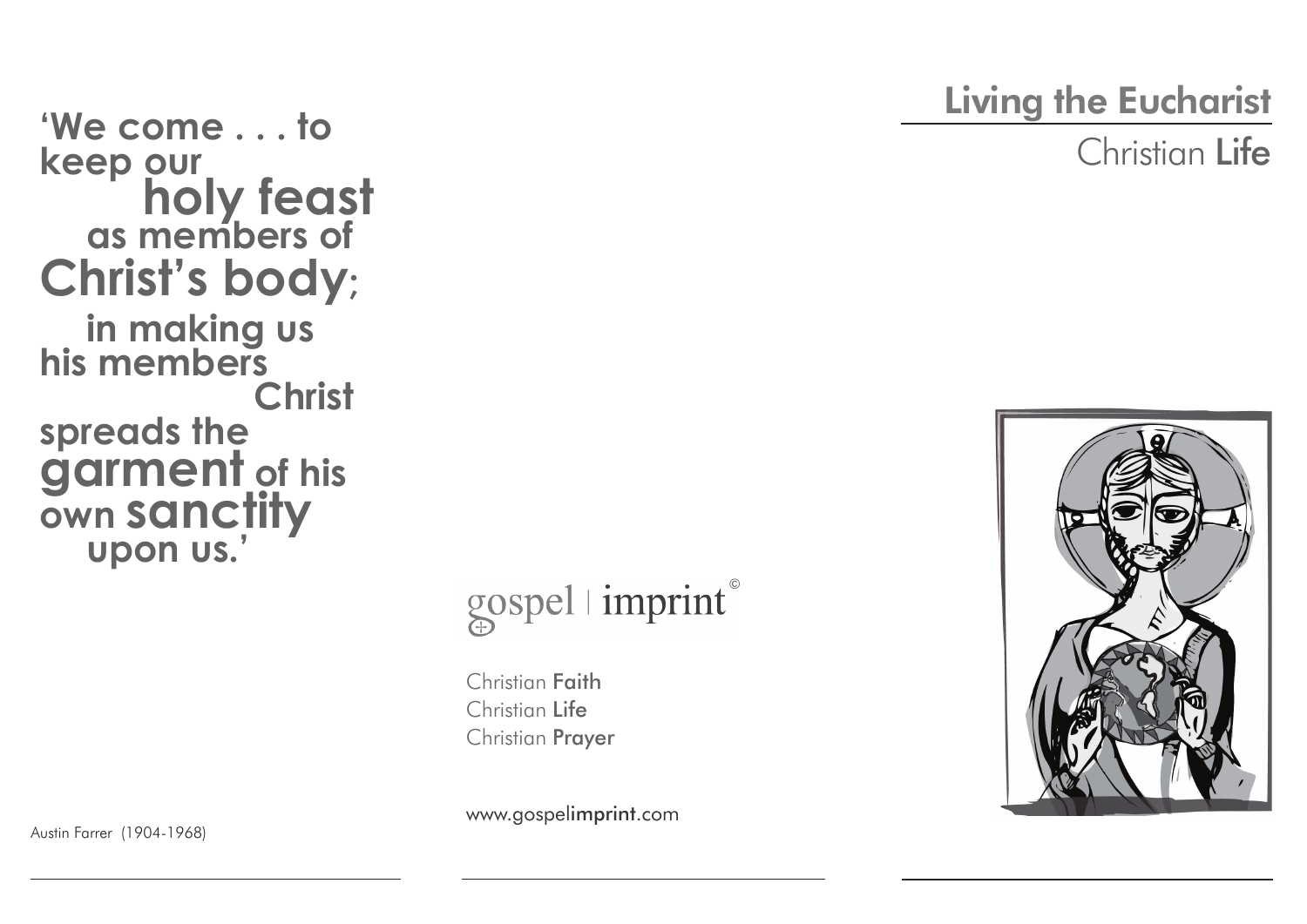**'We come . . . to keep our holy feast as members of Christ's body; in making us his members Christ spreads the garment of his own sanctity upon us.'**

Austin Farrer (1904-1968)

gospel | imprint©

Christian **Faith**
Christian **Life**
Christian **Prayer**

www.gospel**imprint**.com

# Living the Eucharist

## Christian **Life**